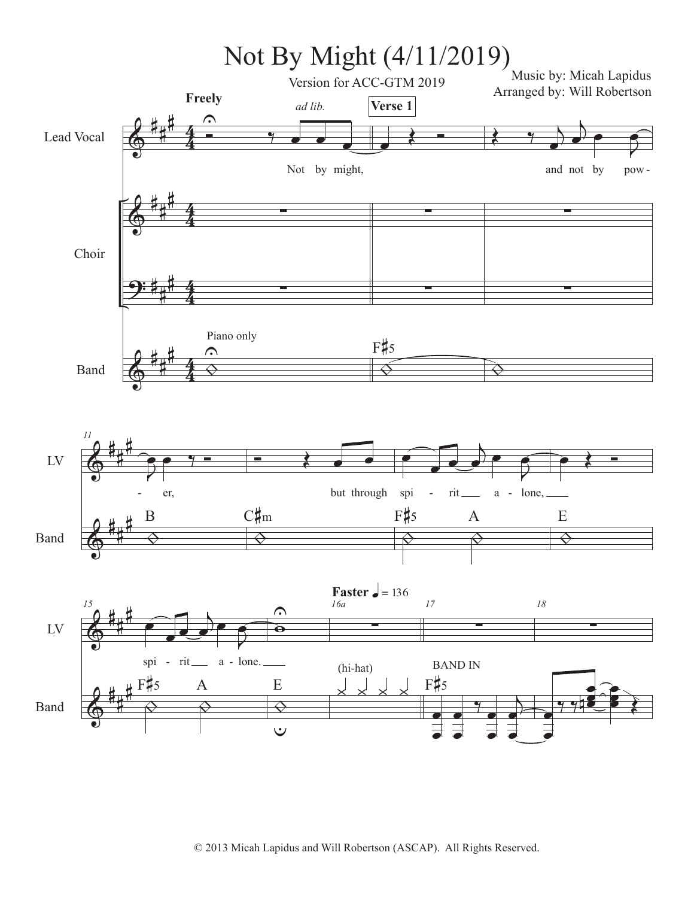# Not By Might (4/11/2019)

Version for ACC-GTM 2019

Music by: Micah Lapidus
Arranged by: Will Robertson

**Freely** *ad lib.* **Verse 1**

Lead Vocal: Not by might, and not by pow-er, but through spi-rit a-lone, spi-rit a-lone.

Piano only

F♯5 B C♯m F♯5 A E F♯5 A E

**Faster** ♩ = 136

(hi-hat)

BAND IN

F♯5

© 2013 Micah Lapidus and Will Robertson (ASCAP). All Rights Reserved.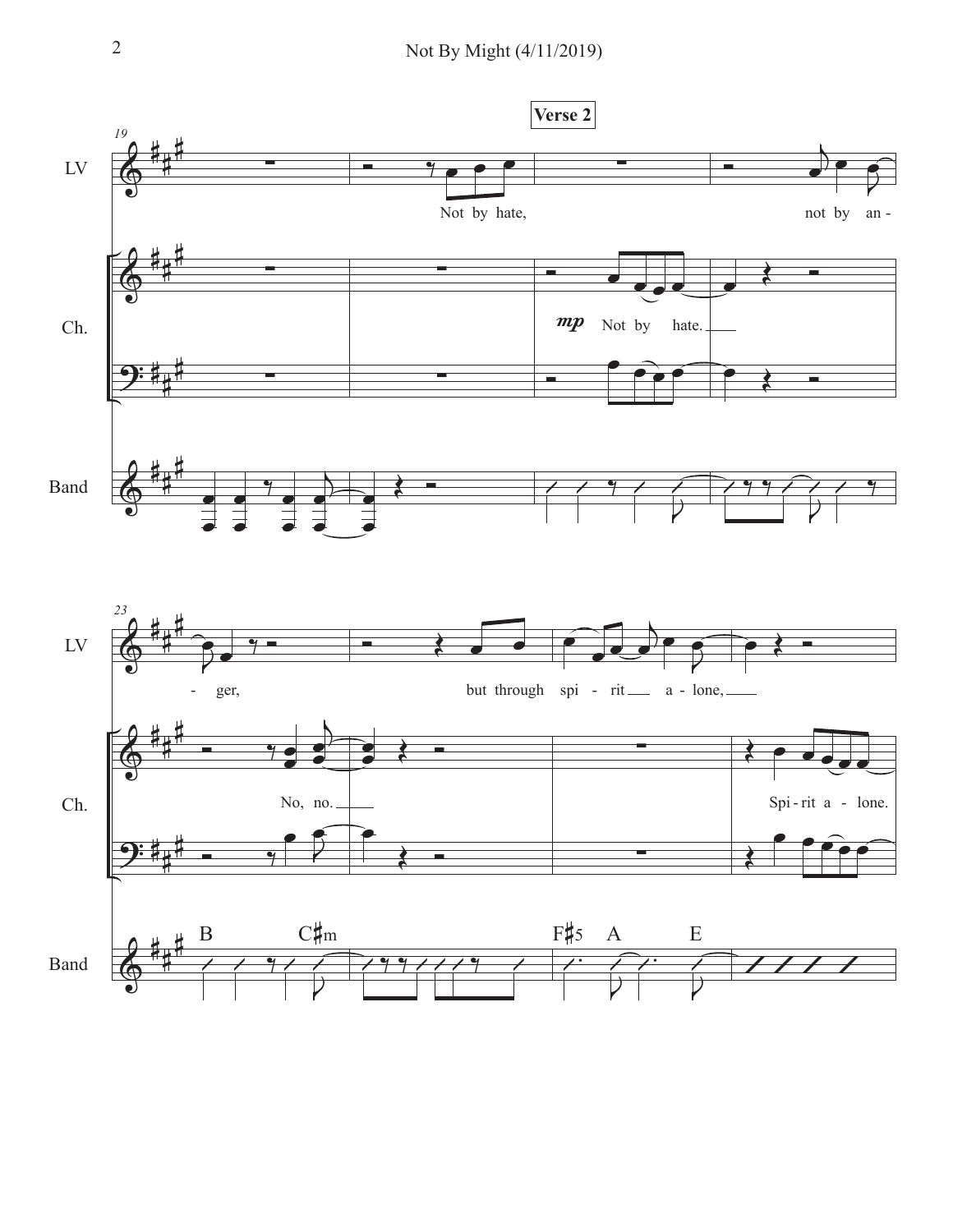**Verse 2**

LV: Not by hate, not by an - ger, but through spi - rit a - lone,

Ch.: *mp* Not by hate. No, no. Spi - rit a - lone.

Band: B C♯m F♯5 A E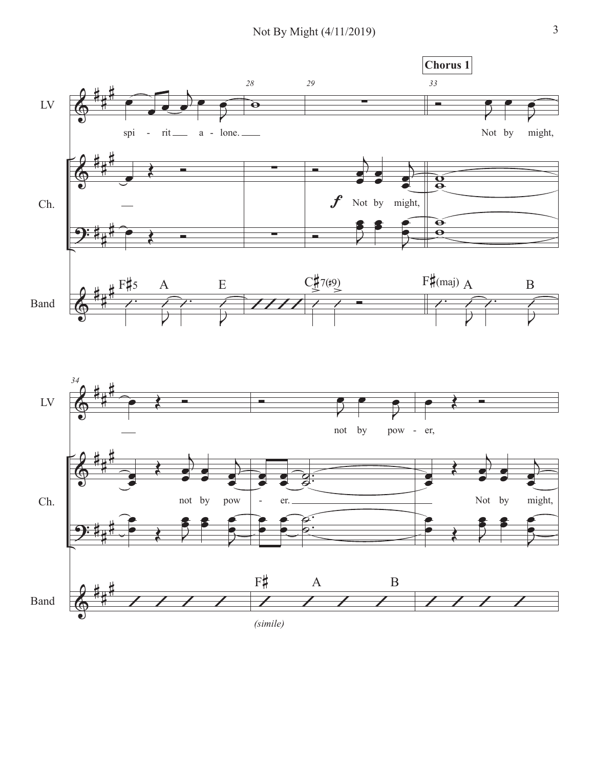**Chorus 1**

LV: spi - rit a - lone. Not by might,

Ch.: *f* Not by might,

Band: F♯5 A E C♯7(♯9) F♯(maj) A B

LV: not by pow - er,

Ch.: not by pow - er. Not by might,

Band: F♯ A B

*(simile)*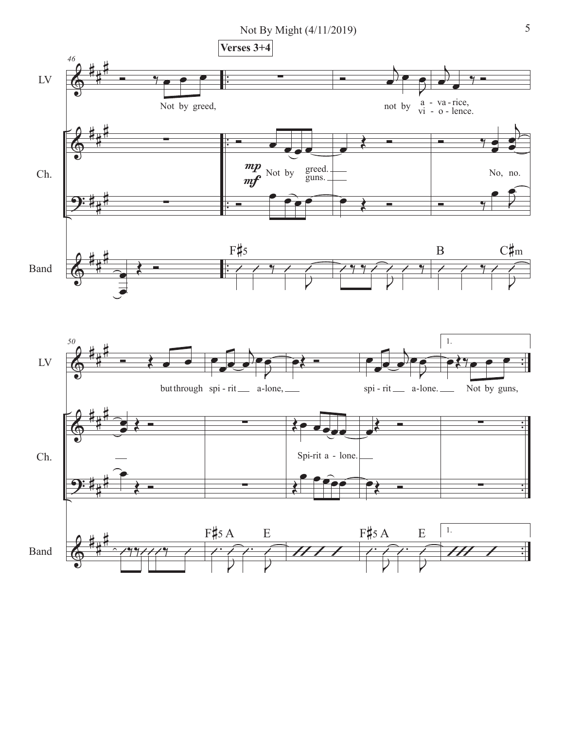**Verses 3+4**

LV: Not by greed, not by a - va - rice, / vi - o - lence. but through spi - rit a - lone, spi - rit a - lone. Not by guns,

Ch.: *mp* / *mf* Not by greed. / guns. No, no. Spi-rit a - lone.

Band: F♯5 B C♯m F♯5 A E F♯5 A E

1.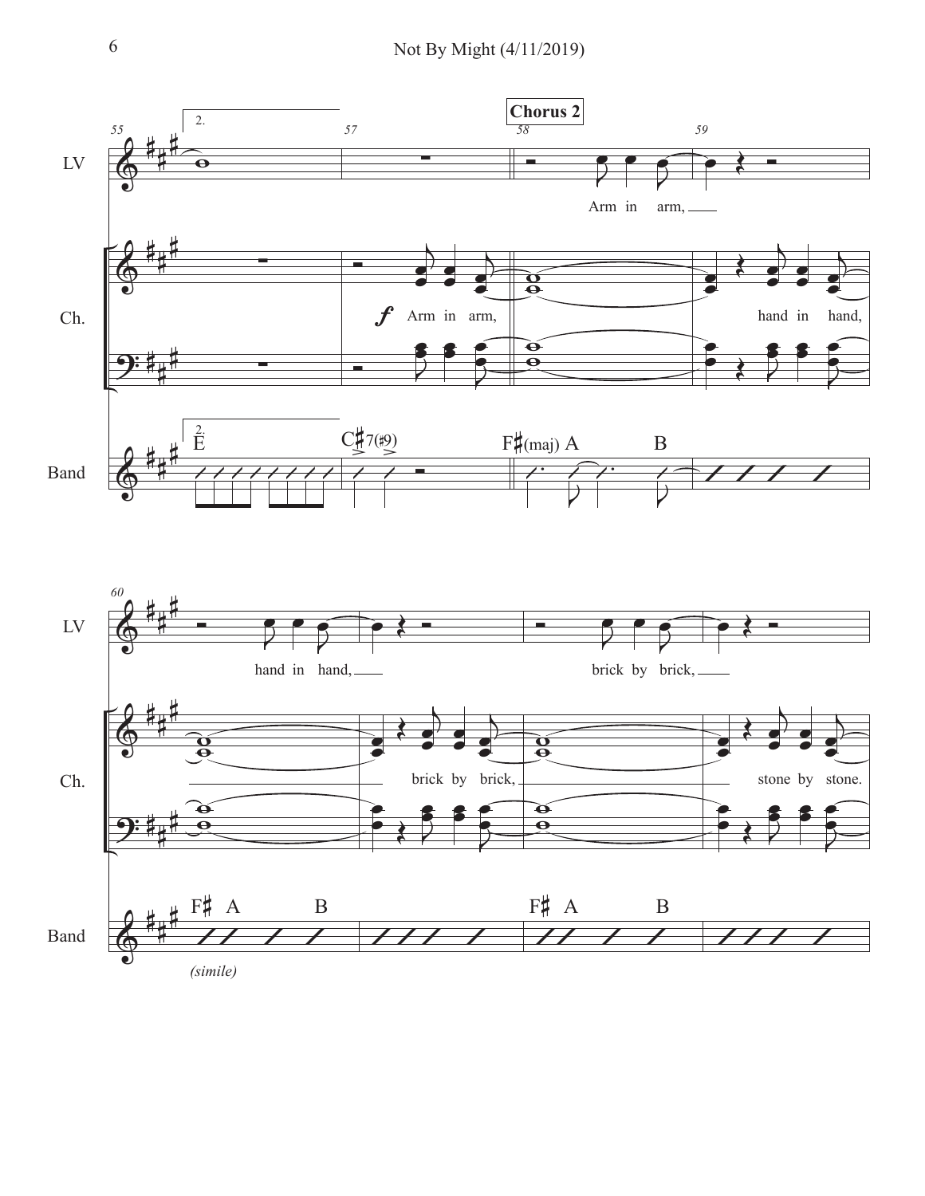**Chorus 2**

LV: Arm in arm, hand in hand, brick by brick,

Ch.: *f* Arm in arm, hand in hand, brick by brick, stone by stone.

Band: 2. E | C♯7(♯9) | F♯(maj) A B | F♯ A B *(simile)* | F♯ A B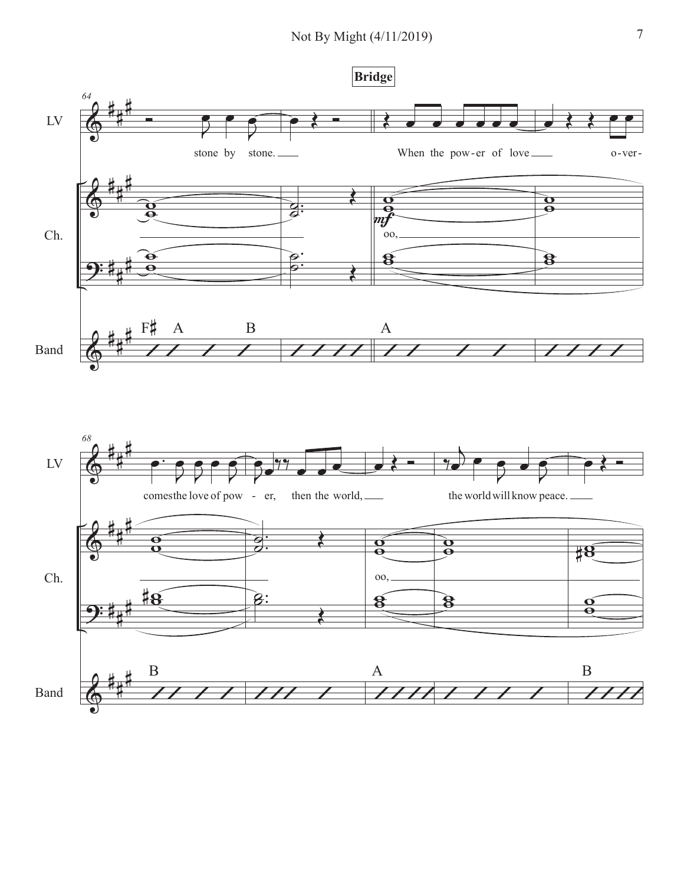**Bridge**

64

LV: stone by stone. When the pow-er of love o-ver-

Ch.: oo,

Band: F♯ A B | A

68

LV: comes the love of pow - er, then the world, the world will know peace.

Ch.: oo,

Band: B | A | B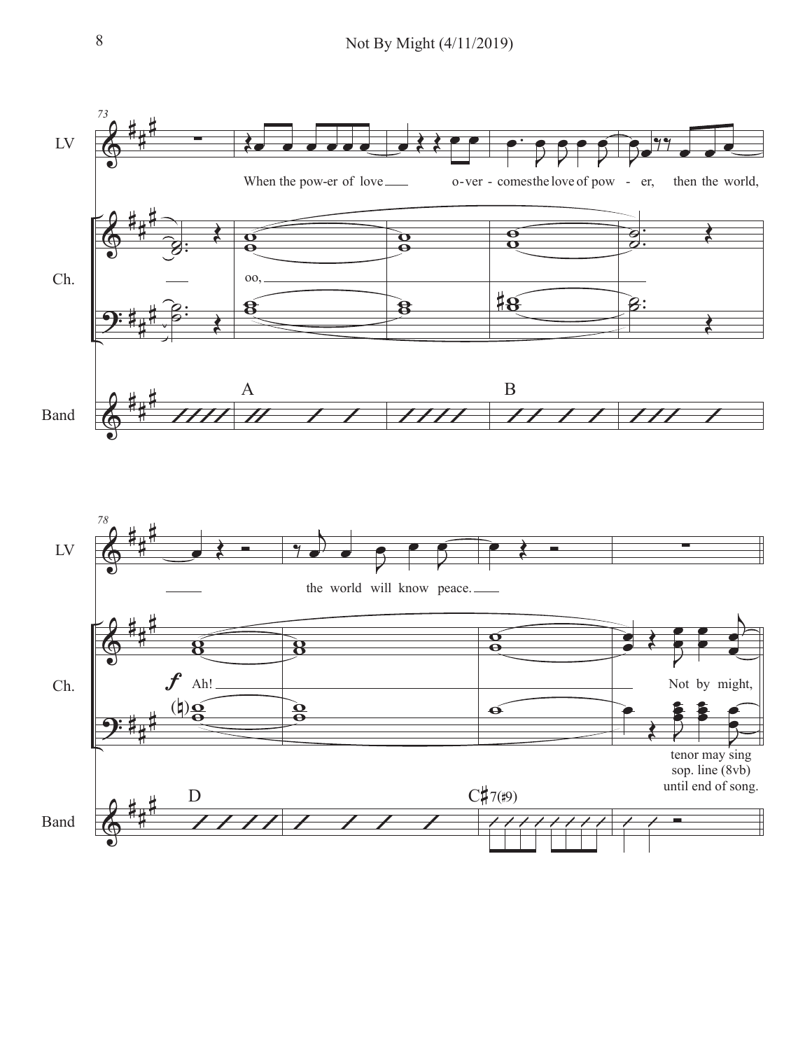73

LV: When the pow-er of love o-ver - comes the love of pow - er, then the world,

Ch.: oo,

Band: A B

78

LV: the world will know peace.

Ch.: *f* Ah! Not by might,

(♮)

tenor may sing sop. line (8vb) until end of song.

Band: D C♯7(♯9)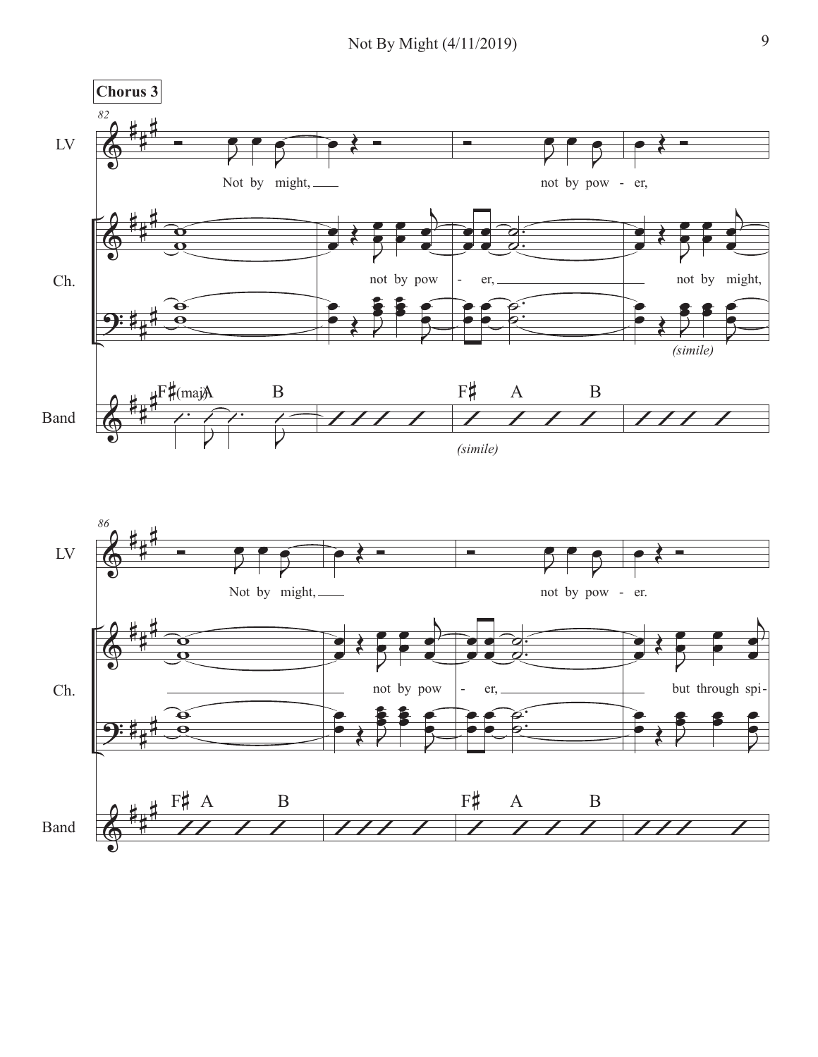**Chorus 3**

82

LV: Not by might, not by pow - er,

Ch.: not by pow - er, not by might,

*(simile)*

Band: F♯(maj) A B | F♯ A B

*(simile)*

86

LV: Not by might, not by pow - er.

Ch.: not by pow - er, but through spi-

Band: F♯ A B | F♯ A B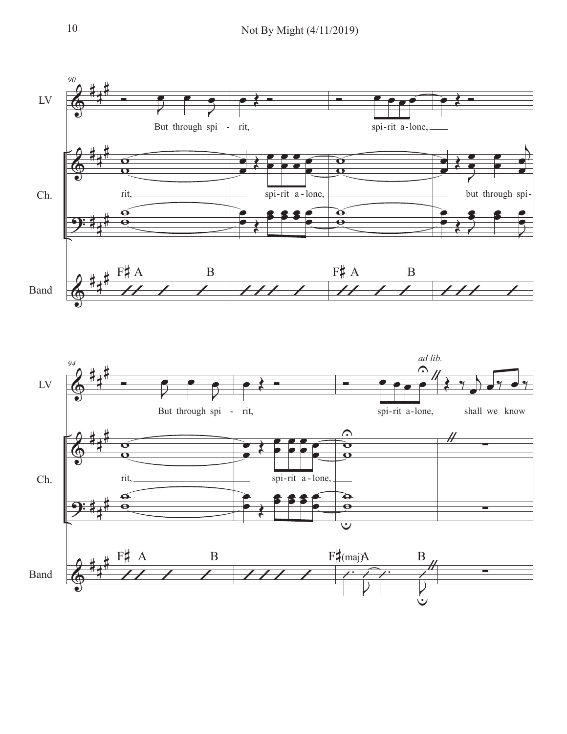90

LV

But through spi - rit, spi-rit a-lone,

Ch.

rit, spi-rit a - lone, but through spi-

Band

F♯ A B F♯ A B

94

*ad lib.*

LV

But through spi - rit, spi-rit a-lone, shall we know

Ch.

rit, spi-rit a - lone,

Band

F♯ A B F♯(maj)A B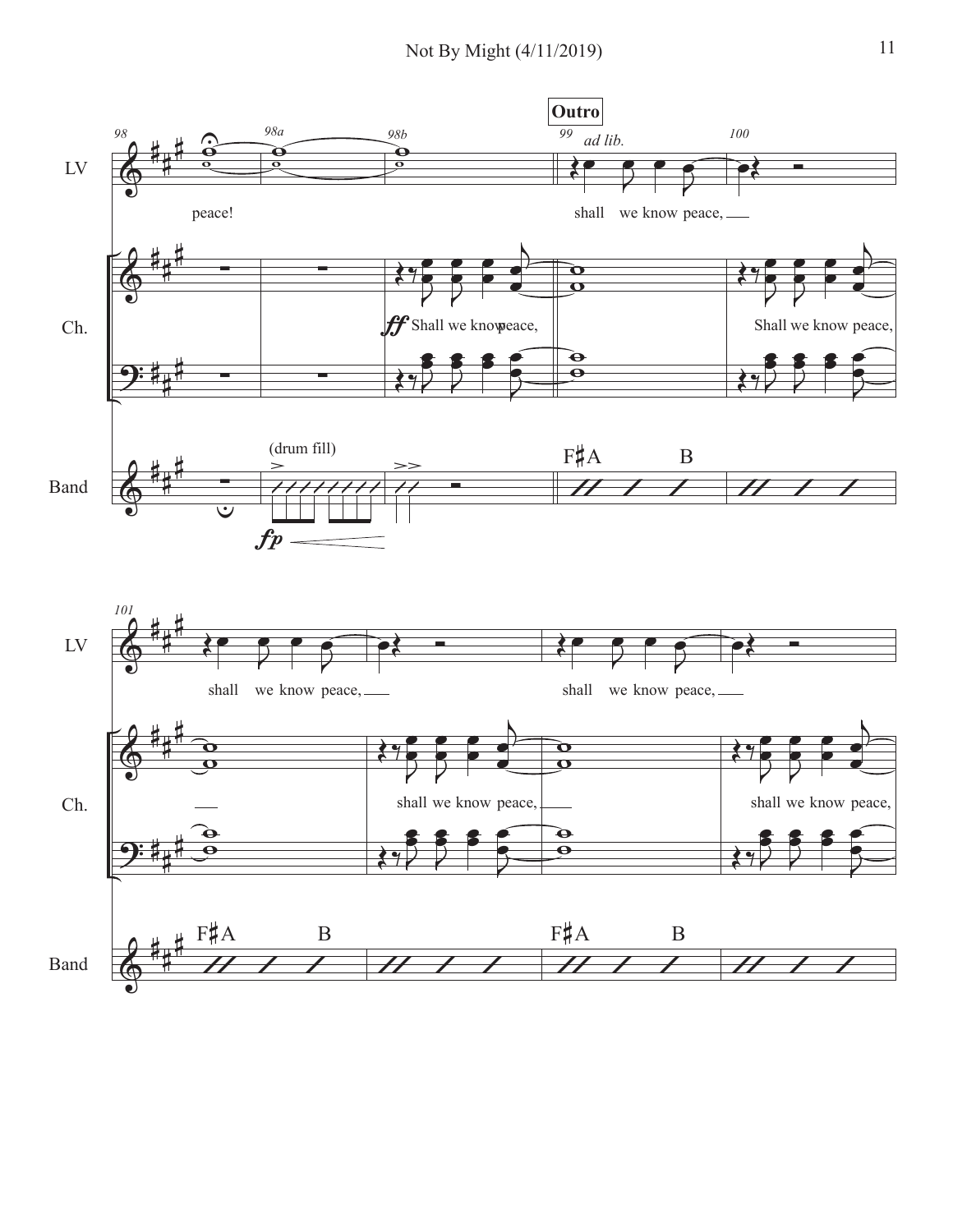**Outro**

*ad lib.*

LV: peace! shall we know peace, shall we know peace, shall we know peace,

Ch.: *ff* Shall we know peace, Shall we know peace, shall we know peace, shall we know peace,

Band: (drum fill) *fp* F♯A B F♯A B F♯A B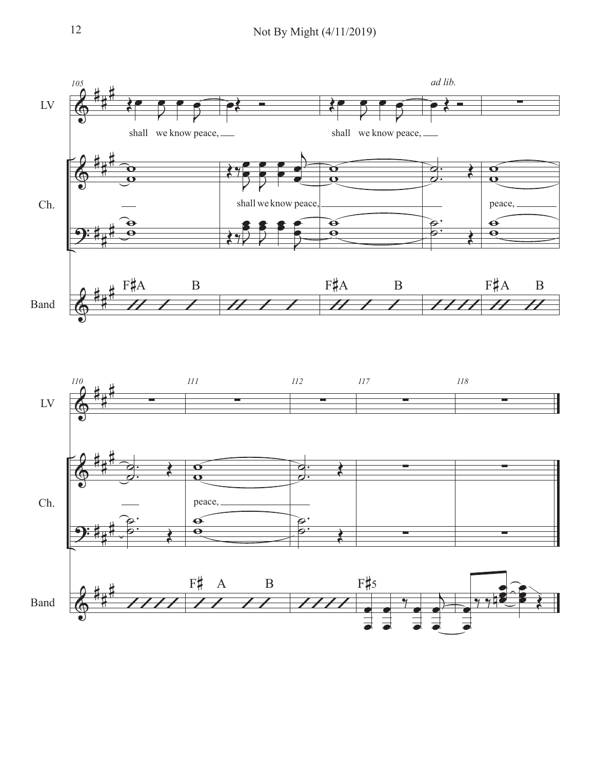105

*ad lib.*

LV

shall we know peace, ___ shall we know peace, ___

Ch.

shall we know peace, ___ peace, ___

Band

F♯A B F♯A B F♯A B

110 111 112 117 118

LV

Ch.

___ peace, ___

Band

F♯ A B F♯5